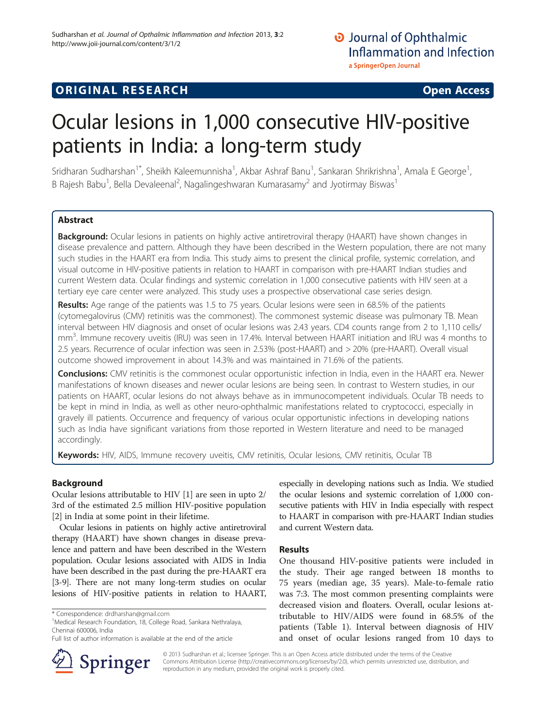**ORIGINAL RESEARCH** **Open Access**

# Ocular lesions in 1,000 consecutive HIV-positive patients in India: a long-term study

Sridharan Sudharshan[1*], Sheikh Kaleemunnisha[1], Akbar Ashraf Banu[1], Sankaran Shrikrishna[1], Amala E George[1], B Rajesh Babu[1], Bella Devaleenal[2], Nagalingeshwaran Kumarasamy[2] and Jyotirmay Biswas[1]

## Abstract

**Background:** Ocular lesions in patients on highly active antiretroviral therapy (HAART) have shown changes in disease prevalence and pattern. Although they have been described in the Western population, there are not many such studies in the HAART era from India. This study aims to present the clinical profile, systemic correlation, and visual outcome in HIV-positive patients in relation to HAART in comparison with pre-HAART Indian studies and current Western data. Ocular findings and systemic correlation in 1,000 consecutive patients with HIV seen at a tertiary eye care center were analyzed. This study uses a prospective observational case series design.

**Results:** Age range of the patients was 1.5 to 75 years. Ocular lesions were seen in 68.5% of the patients (cytomegalovirus (CMV) retinitis was the commonest). The commonest systemic disease was pulmonary TB. Mean interval between HIV diagnosis and onset of ocular lesions was 2.43 years. CD4 counts range from 2 to 1,110 cells/mm$^3$. Immune recovery uveitis (IRU) was seen in 17.4%. Interval between HAART initiation and IRU was 4 months to 2.5 years. Recurrence of ocular infection was seen in 2.53% (post-HAART) and > 20% (pre-HAART). Overall visual outcome showed improvement in about 14.3% and was maintained in 71.6% of the patients.

**Conclusions:** CMV retinitis is the commonest ocular opportunistic infection in India, even in the HAART era. Newer manifestations of known diseases and newer ocular lesions are being seen. In contrast to Western studies, in our patients on HAART, ocular lesions do not always behave as in immunocompetent individuals. Ocular TB needs to be kept in mind in India, as well as other neuro-ophthalmic manifestations related to cryptococci, especially in gravely ill patients. Occurrence and frequency of various ocular opportunistic infections in developing nations such as India have significant variations from those reported in Western literature and need to be managed accordingly.

**Keywords:** HIV, AIDS, Immune recovery uveitis, CMV retinitis, Ocular lesions, CMV retinitis, Ocular TB

## Background

Ocular lesions attributable to HIV [1] are seen in upto 2/3rd of the estimated 2.5 million HIV-positive population [2] in India at some point in their lifetime.

Ocular lesions in patients on highly active antiretroviral therapy (HAART) have shown changes in disease prevalence and pattern and have been described in the Western population. Ocular lesions associated with AIDS in India have been described in the past during the pre-HAART era [3-9]. There are not many long-term studies on ocular lesions of HIV-positive patients in relation to HAART, especially in developing nations such as India. We studied the ocular lesions and systemic correlation of 1,000 consecutive patients with HIV in India especially with respect to HAART in comparison with pre-HAART Indian studies and current Western data.

## Results

One thousand HIV-positive patients were included in the study. Their age ranged between 18 months to 75 years (median age, 35 years). Male-to-female ratio was 7:3. The most common presenting complaints were decreased vision and floaters. Overall, ocular lesions attributable to HIV/AIDS were found in 68.5% of the patients (Table 1). Interval between diagnosis of HIV and onset of ocular lesions ranged from 10 days to

\* Correspondence: drdharshan@gmail.com
[1]Medical Research Foundation, 18, College Road, Sankara Nethralaya, Chennai 600006, India
Full list of author information is available at the end of the article

© 2013 Sudharshan et al.; licensee Springer. This is an Open Access article distributed under the terms of the Creative Commons Attribution License (http://creativecommons.org/licenses/by/2.0), which permits unrestricted use, distribution, and reproduction in any medium, provided the original work is properly cited.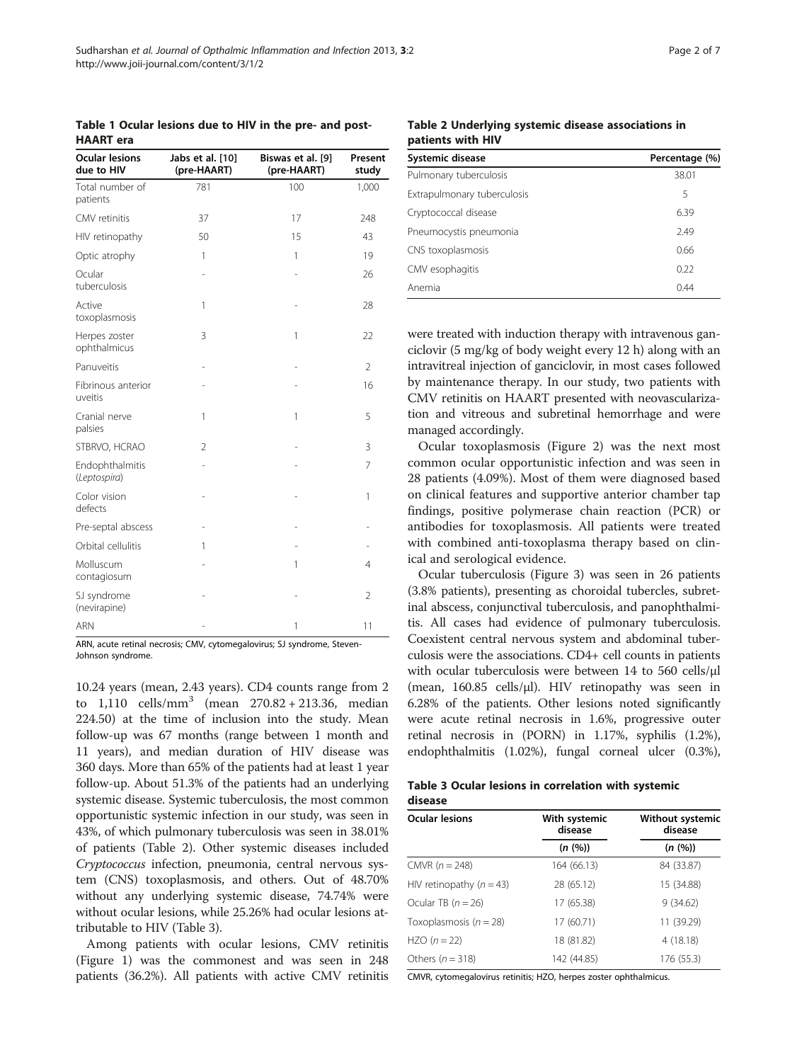**Table 1 Ocular lesions due to HIV in the pre- and post-HAART era**

| Ocular lesions due to HIV | Jabs et al. [10] (pre-HAART) | Biswas et al. [9] (pre-HAART) | Present study |
|---|---|---|---|
| Total number of patients | 781 | 100 | 1,000 |
| CMV retinitis | 37 | 17 | 248 |
| HIV retinopathy | 50 | 15 | 43 |
| Optic atrophy | 1 | 1 | 19 |
| Ocular tuberculosis | - | - | 26 |
| Active toxoplasmosis | 1 | - | 28 |
| Herpes zoster ophthalmicus | 3 | 1 | 22 |
| Panuveitis | - | - | 2 |
| Fibrinous anterior uveitis | - | - | 16 |
| Cranial nerve palsies | 1 | 1 | 5 |
| STBRVO, HCRAO | 2 | - | 3 |
| Endophthalmitis (*Leptospira*) | - | - | 7 |
| Color vision defects | - | - | 1 |
| Pre-septal abscess | - | - | - |
| Orbital cellulitis | 1 | - | - |
| Molluscum contagiosum | - | 1 | 4 |
| SJ syndrome (nevirapine) | - | - | 2 |
| ARN | - | 1 | 11 |

ARN, acute retinal necrosis; CMV, cytomegalovirus; SJ syndrome, Steven-Johnson syndrome.

10.24 years (mean, 2.43 years). CD4 counts range from 2 to 1,110 cells/mm$^3$ (mean 270.82 + 213.36, median 224.50) at the time of inclusion into the study. Mean follow-up was 67 months (range between 1 month and 11 years), and median duration of HIV disease was 360 days. More than 65% of the patients had at least 1 year follow-up. About 51.3% of the patients had an underlying systemic disease. Systemic tuberculosis, the most common opportunistic systemic infection in our study, was seen in 43%, of which pulmonary tuberculosis was seen in 38.01% of patients (Table 2). Other systemic diseases included *Cryptococcus* infection, pneumonia, central nervous system (CNS) toxoplasmosis, and others. Out of 48.70% without any underlying systemic disease, 74.74% were without ocular lesions, while 25.26% had ocular lesions attributable to HIV (Table 3).

Among patients with ocular lesions, CMV retinitis (Figure 1) was the commonest and was seen in 248 patients (36.2%). All patients with active CMV retinitis were treated with induction therapy with intravenous ganciclovir (5 mg/kg of body weight every 12 h) along with an intravitreal injection of ganciclovir, in most cases followed by maintenance therapy. In our study, two patients with CMV retinitis on HAART presented with neovascularization and vitreous and subretinal hemorrhage and were managed accordingly.

**Table 2 Underlying systemic disease associations in patients with HIV**

| Systemic disease | Percentage (%) |
|---|---|
| Pulmonary tuberculosis | 38.01 |
| Extrapulmonary tuberculosis | 5 |
| Cryptococcal disease | 6.39 |
| Pneumocystis pneumonia | 2.49 |
| CNS toxoplasmosis | 0.66 |
| CMV esophagitis | 0.22 |
| Anemia | 0.44 |

Ocular toxoplasmosis (Figure 2) was the next most common ocular opportunistic infection and was seen in 28 patients (4.09%). Most of them were diagnosed based on clinical features and supportive anterior chamber tap findings, positive polymerase chain reaction (PCR) or antibodies for toxoplasmosis. All patients were treated with combined anti-toxoplasma therapy based on clinical and serological evidence.

Ocular tuberculosis (Figure 3) was seen in 26 patients (3.8% patients), presenting as choroidal tubercles, subretinal abscess, conjunctival tuberculosis, and panophthalmitis. All cases had evidence of pulmonary tuberculosis. Coexistent central nervous system and abdominal tuberculosis were the associations. CD4+ cell counts in patients with ocular tuberculosis were between 14 to 560 cells/μl (mean, 160.85 cells/μl). HIV retinopathy was seen in 6.28% of the patients. Other lesions noted significantly were acute retinal necrosis in 1.6%, progressive outer retinal necrosis in (PORN) in 1.17%, syphilis (1.2%), endophthalmitis (1.02%), fungal corneal ulcer (0.3%),

**Table 3 Ocular lesions in correlation with systemic disease**

| Ocular lesions | With systemic disease | Without systemic disease |
|---|---|---|
| | (*n* (%)) | (*n* (%)) |
| CMVR ($n = 248$) | 164 (66.13) | 84 (33.87) |
| HIV retinopathy ($n = 43$) | 28 (65.12) | 15 (34.88) |
| Ocular TB ($n = 26$) | 17 (65.38) | 9 (34.62) |
| Toxoplasmosis ($n = 28$) | 17 (60.71) | 11 (39.29) |
| HZO ($n = 22$) | 18 (81.82) | 4 (18.18) |
| Others ($n = 318$) | 142 (44.85) | 176 (55.3) |

CMVR, cytomegalovirus retinitis; HZO, herpes zoster ophthalmicus.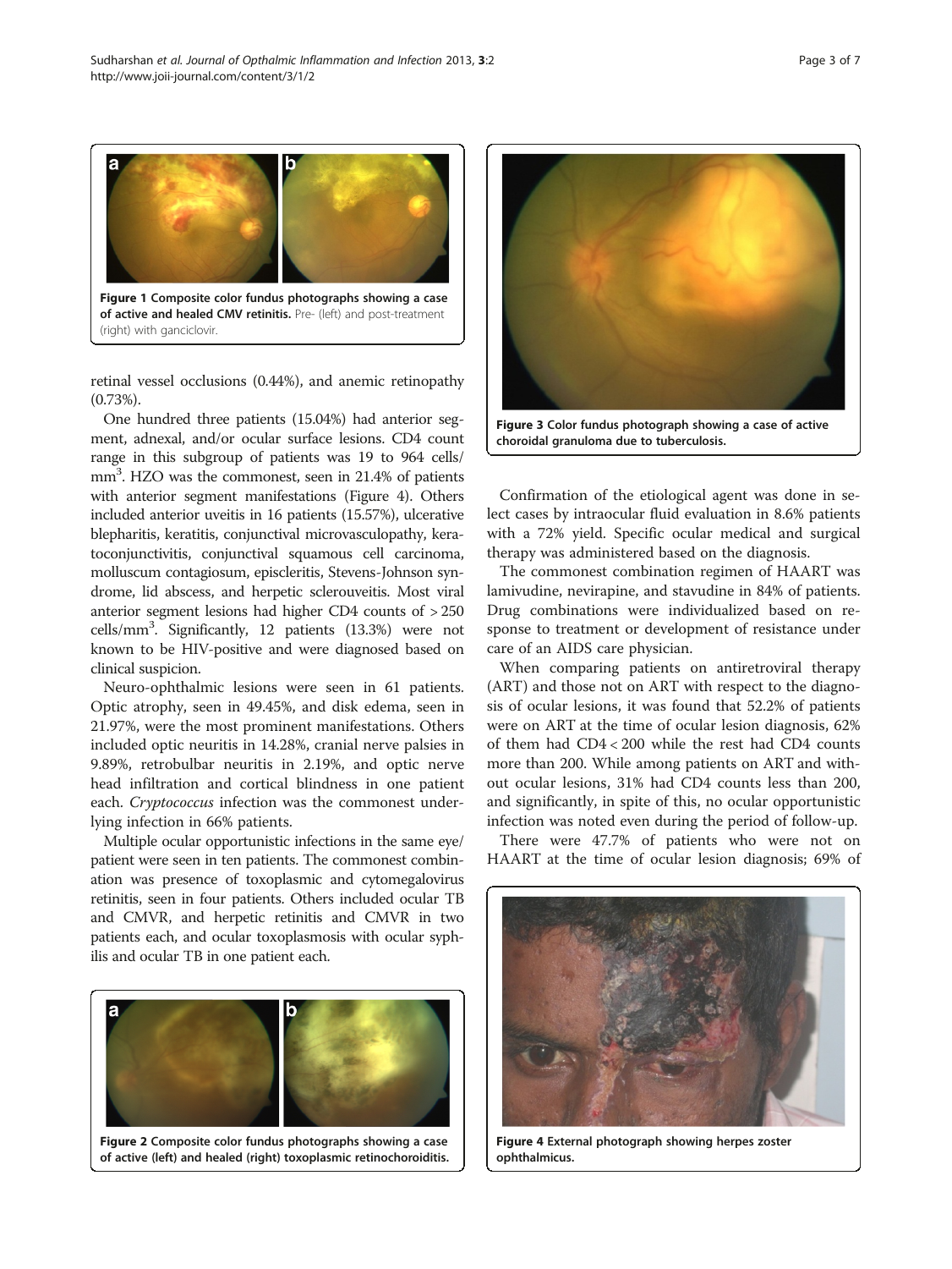Figure 1 Composite color fundus photographs showing a case of active and healed CMV retinitis. Pre- (left) and post-treatment (right) with ganciclovir.

retinal vessel occlusions (0.44%), and anemic retinopathy (0.73%).

One hundred three patients (15.04%) had anterior segment, adnexal, and/or ocular surface lesions. CD4 count range in this subgroup of patients was 19 to 964 cells/$mm^3$. HZO was the commonest, seen in 21.4% of patients with anterior segment manifestations (Figure 4). Others included anterior uveitis in 16 patients (15.57%), ulcerative blepharitis, keratitis, conjunctival microvasculopathy, keratoconjunctivitis, conjunctival squamous cell carcinoma, molluscum contagiosum, episcleritis, Stevens-Johnson syndrome, lid abscess, and herpetic sclerouveitis. Most viral anterior segment lesions had higher CD4 counts of > 250 cells/$mm^3$. Significantly, 12 patients (13.3%) were not known to be HIV-positive and were diagnosed based on clinical suspicion.

Neuro-ophthalmic lesions were seen in 61 patients. Optic atrophy, seen in 49.45%, and disk edema, seen in 21.97%, were the most prominent manifestations. Others included optic neuritis in 14.28%, cranial nerve palsies in 9.89%, retrobulbar neuritis in 2.19%, and optic nerve head infiltration and cortical blindness in one patient each. *Cryptococcus* infection was the commonest underlying infection in 66% patients.

Multiple ocular opportunistic infections in the same eye/patient were seen in ten patients. The commonest combination was presence of toxoplasmic and cytomegalovirus retinitis, seen in four patients. Others included ocular TB and CMVR, and herpetic retinitis and CMVR in two patients each, and ocular toxoplasmosis with ocular syphilis and ocular TB in one patient each.

Figure 2 Composite color fundus photographs showing a case of active (left) and healed (right) toxoplasmic retinochoroiditis.

Figure 3 Color fundus photograph showing a case of active choroidal granuloma due to tuberculosis.

Confirmation of the etiological agent was done in select cases by intraocular fluid evaluation in 8.6% patients with a 72% yield. Specific ocular medical and surgical therapy was administered based on the diagnosis.

The commonest combination regimen of HAART was lamivudine, nevirapine, and stavudine in 84% of patients. Drug combinations were individualized based on response to treatment or development of resistance under care of an AIDS care physician.

When comparing patients on antiretroviral therapy (ART) and those not on ART with respect to the diagnosis of ocular lesions, it was found that 52.2% of patients were on ART at the time of ocular lesion diagnosis, 62% of them had CD4 < 200 while the rest had CD4 counts more than 200. While among patients on ART and without ocular lesions, 31% had CD4 counts less than 200, and significantly, in spite of this, no ocular opportunistic infection was noted even during the period of follow-up.

There were 47.7% of patients who were not on HAART at the time of ocular lesion diagnosis; 69% of

Figure 4 External photograph showing herpes zoster ophthalmicus.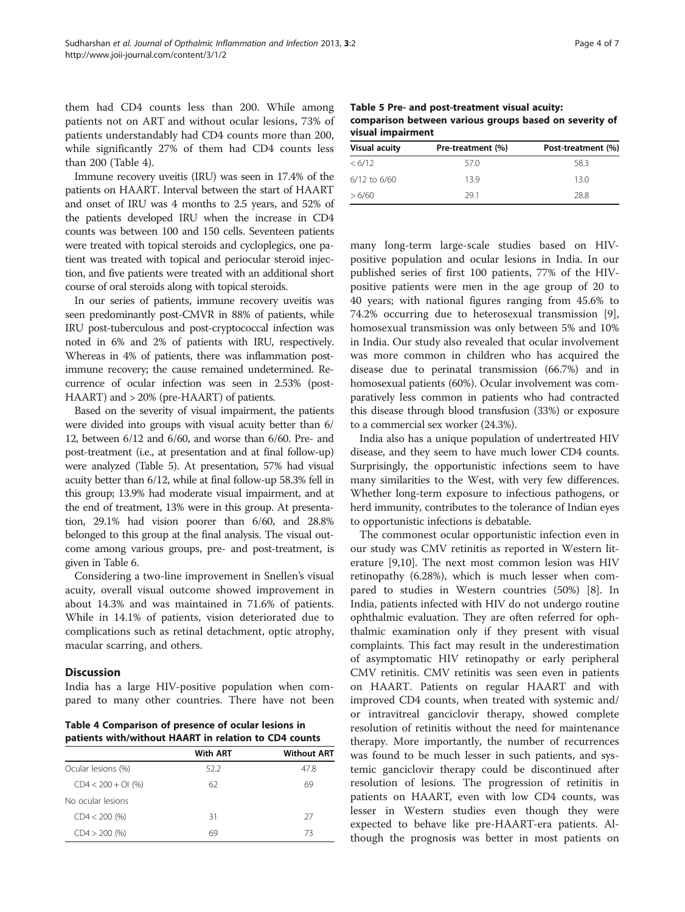them had CD4 counts less than 200. While among patients not on ART and without ocular lesions, 73% of patients understandably had CD4 counts more than 200, while significantly 27% of them had CD4 counts less than 200 (Table 4).

Immune recovery uveitis (IRU) was seen in 17.4% of the patients on HAART. Interval between the start of HAART and onset of IRU was 4 months to 2.5 years, and 52% of the patients developed IRU when the increase in CD4 counts was between 100 and 150 cells. Seventeen patients were treated with topical steroids and cycloplegics, one patient was treated with topical and periocular steroid injection, and five patients were treated with an additional short course of oral steroids along with topical steroids.

In our series of patients, immune recovery uveitis was seen predominantly post-CMVR in 88% of patients, while IRU post-tuberculous and post-cryptococcal infection was noted in 6% and 2% of patients with IRU, respectively. Whereas in 4% of patients, there was inflammation post-immune recovery; the cause remained undetermined. Recurrence of ocular infection was seen in 2.53% (post-HAART) and > 20% (pre-HAART) of patients.

Based on the severity of visual impairment, the patients were divided into groups with visual acuity better than 6/12, between 6/12 and 6/60, and worse than 6/60. Pre- and post-treatment (i.e., at presentation and at final follow-up) were analyzed (Table 5). At presentation, 57% had visual acuity better than 6/12, while at final follow-up 58.3% fell in this group; 13.9% had moderate visual impairment, and at the end of treatment, 13% were in this group. At presentation, 29.1% had vision poorer than 6/60, and 28.8% belonged to this group at the final analysis. The visual outcome among various groups, pre- and post-treatment, is given in Table 6.

Considering a two-line improvement in Snellen's visual acuity, overall visual outcome showed improvement in about 14.3% and was maintained in 71.6% of patients. While in 14.1% of patients, vision deteriorated due to complications such as retinal detachment, optic atrophy, macular scarring, and others.

## Discussion

India has a large HIV-positive population when compared to many other countries. There have not been many long-term large-scale studies based on HIV-positive population and ocular lesions in India. In our published series of first 100 patients, 77% of the HIV-positive patients were men in the age group of 20 to 40 years; with national figures ranging from 45.6% to 74.2% occurring due to heterosexual transmission [9], homosexual transmission was only between 5% and 10% in India. Our study also revealed that ocular involvement was more common in children who has acquired the disease due to perinatal transmission (66.7%) and in homosexual patients (60%). Ocular involvement was comparatively less common in patients who had contracted this disease through blood transfusion (33%) or exposure to a commercial sex worker (24.3%).

India also has a unique population of undertreated HIV disease, and they seem to have much lower CD4 counts. Surprisingly, the opportunistic infections seem to have many similarities to the West, with very few differences. Whether long-term exposure to infectious pathogens, or herd immunity, contributes to the tolerance of Indian eyes to opportunistic infections is debatable.

The commonest ocular opportunistic infection even in our study was CMV retinitis as reported in Western literature [9,10]. The next most common lesion was HIV retinopathy (6.28%), which is much lesser when compared to studies in Western countries (50%) [8]. In India, patients infected with HIV do not undergo routine ophthalmic evaluation. They are often referred for ophthalmic examination only if they present with visual complaints. This fact may result in the underestimation of asymptomatic HIV retinopathy or early peripheral CMV retinitis. CMV retinitis was seen even in patients on HAART. Patients on regular HAART and with improved CD4 counts, when treated with systemic and/or intravitreal ganciclovir therapy, showed complete resolution of retinitis without the need for maintenance therapy. More importantly, the number of recurrences was found to be much lesser in such patients, and systemic ganciclovir therapy could be discontinued after resolution of lesions. The progression of retinitis in patients on HAART, even with low CD4 counts, was lesser in Western studies even though they were expected to behave like pre-HAART-era patients. Although the prognosis was better in most patients on

**Table 4 Comparison of presence of ocular lesions in patients with/without HAART in relation to CD4 counts**

| | With ART | Without ART |
|---|---|---|
| Ocular lesions (%) | 52.2 | 47.8 |
| CD4 < 200 + OI (%) | 62 | 69 |
| No ocular lesions | | |
| CD4 < 200 (%) | 31 | 27 |
| CD4 > 200 (%) | 69 | 73 |

**Table 5 Pre- and post-treatment visual acuity: comparison between various groups based on severity of visual impairment**

| Visual acuity | Pre-treatment (%) | Post-treatment (%) |
|---|---|---|
| < 6/12 | 57.0 | 58.3 |
| 6/12 to 6/60 | 13.9 | 13.0 |
| > 6/60 | 29.1 | 28.8 |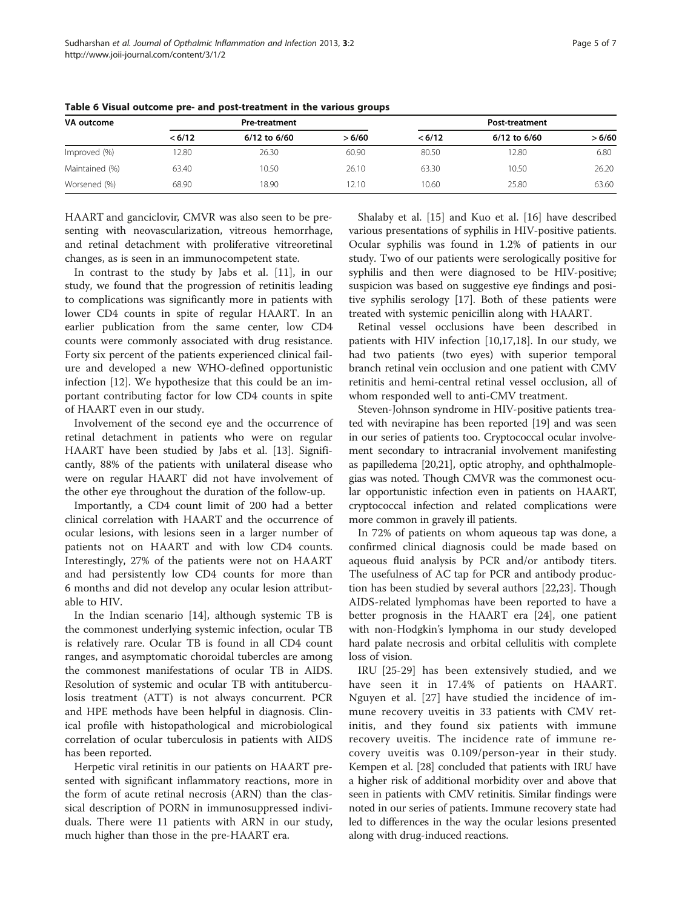**Table 6 Visual outcome pre- and post-treatment in the various groups**

| VA outcome | Pre-treatment | | | Post-treatment | | |
|---|---|---|---|---|---|---|
| | < 6/12 | 6/12 to 6/60 | > 6/60 | < 6/12 | 6/12 to 6/60 | > 6/60 |
| Improved (%) | 12.80 | 26.30 | 60.90 | 80.50 | 12.80 | 6.80 |
| Maintained (%) | 63.40 | 10.50 | 26.10 | 63.30 | 10.50 | 26.20 |
| Worsened (%) | 68.90 | 18.90 | 12.10 | 10.60 | 25.80 | 63.60 |

HAART and ganciclovir, CMVR was also seen to be presenting with neovascularization, vitreous hemorrhage, and retinal detachment with proliferative vitreoretinal changes, as is seen in an immunocompetent state.

In contrast to the study by Jabs et al. [11], in our study, we found that the progression of retinitis leading to complications was significantly more in patients with lower CD4 counts in spite of regular HAART. In an earlier publication from the same center, low CD4 counts were commonly associated with drug resistance. Forty six percent of the patients experienced clinical failure and developed a new WHO-defined opportunistic infection [12]. We hypothesize that this could be an important contributing factor for low CD4 counts in spite of HAART even in our study.

Involvement of the second eye and the occurrence of retinal detachment in patients who were on regular HAART have been studied by Jabs et al. [13]. Significantly, 88% of the patients with unilateral disease who were on regular HAART did not have involvement of the other eye throughout the duration of the follow-up.

Importantly, a CD4 count limit of 200 had a better clinical correlation with HAART and the occurrence of ocular lesions, with lesions seen in a larger number of patients not on HAART and with low CD4 counts. Interestingly, 27% of the patients were not on HAART and had persistently low CD4 counts for more than 6 months and did not develop any ocular lesion attributable to HIV.

In the Indian scenario [14], although systemic TB is the commonest underlying systemic infection, ocular TB is relatively rare. Ocular TB is found in all CD4 count ranges, and asymptomatic choroidal tubercles are among the commonest manifestations of ocular TB in AIDS. Resolution of systemic and ocular TB with antituberculosis treatment (ATT) is not always concurrent. PCR and HPE methods have been helpful in diagnosis. Clinical profile with histopathological and microbiological correlation of ocular tuberculosis in patients with AIDS has been reported.

Herpetic viral retinitis in our patients on HAART presented with significant inflammatory reactions, more in the form of acute retinal necrosis (ARN) than the classical description of PORN in immunosuppressed individuals. There were 11 patients with ARN in our study, much higher than those in the pre-HAART era.

Shalaby et al. [15] and Kuo et al. [16] have described various presentations of syphilis in HIV-positive patients. Ocular syphilis was found in 1.2% of patients in our study. Two of our patients were serologically positive for syphilis and then were diagnosed to be HIV-positive; suspicion was based on suggestive eye findings and positive syphilis serology [17]. Both of these patients were treated with systemic penicillin along with HAART.

Retinal vessel occlusions have been described in patients with HIV infection [10,17,18]. In our study, we had two patients (two eyes) with superior temporal branch retinal vein occlusion and one patient with CMV retinitis and hemi-central retinal vessel occlusion, all of whom responded well to anti-CMV treatment.

Steven-Johnson syndrome in HIV-positive patients treated with nevirapine has been reported [19] and was seen in our series of patients too. Cryptococcal ocular involvement secondary to intracranial involvement manifesting as papilledema [20,21], optic atrophy, and ophthalmoplegias was noted. Though CMVR was the commonest ocular opportunistic infection even in patients on HAART, cryptococcal infection and related complications were more common in gravely ill patients.

In 72% of patients on whom aqueous tap was done, a confirmed clinical diagnosis could be made based on aqueous fluid analysis by PCR and/or antibody titers. The usefulness of AC tap for PCR and antibody production has been studied by several authors [22,23]. Though AIDS-related lymphomas have been reported to have a better prognosis in the HAART era [24], one patient with non-Hodgkin's lymphoma in our study developed hard palate necrosis and orbital cellulitis with complete loss of vision.

IRU [25-29] has been extensively studied, and we have seen it in 17.4% of patients on HAART. Nguyen et al. [27] have studied the incidence of immune recovery uveitis in 33 patients with CMV retinitis, and they found six patients with immune recovery uveitis. The incidence rate of immune recovery uveitis was 0.109/person-year in their study. Kempen et al. [28] concluded that patients with IRU have a higher risk of additional morbidity over and above that seen in patients with CMV retinitis. Similar findings were noted in our series of patients. Immune recovery state had led to differences in the way the ocular lesions presented along with drug-induced reactions.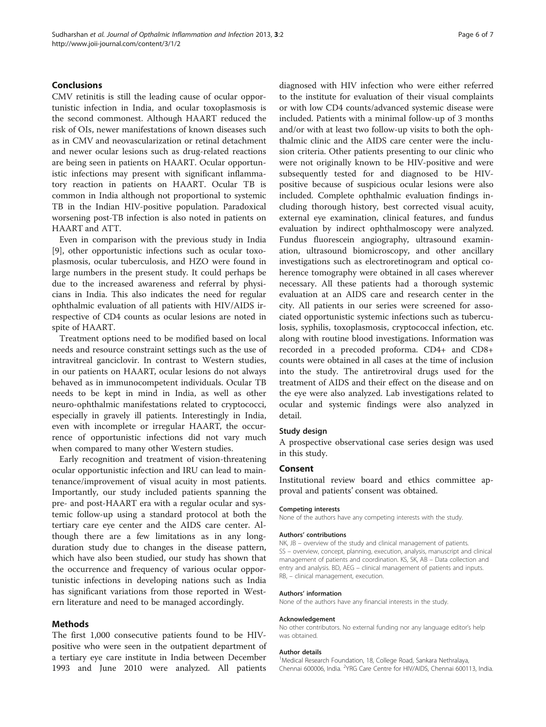## Conclusions

CMV retinitis is still the leading cause of ocular opportunistic infection in India, and ocular toxoplasmosis is the second commonest. Although HAART reduced the risk of OIs, newer manifestations of known diseases such as in CMV and neovascularization or retinal detachment and newer ocular lesions such as drug-related reactions are being seen in patients on HAART. Ocular opportunistic infections may present with significant inflammatory reaction in patients on HAART. Ocular TB is common in India although not proportional to systemic TB in the Indian HIV-positive population. Paradoxical worsening post-TB infection is also noted in patients on HAART and ATT.

Even in comparison with the previous study in India [9], other opportunistic infections such as ocular toxoplasmosis, ocular tuberculosis, and HZO were found in large numbers in the present study. It could perhaps be due to the increased awareness and referral by physicians in India. This also indicates the need for regular ophthalmic evaluation of all patients with HIV/AIDS irrespective of CD4 counts as ocular lesions are noted in spite of HAART.

Treatment options need to be modified based on local needs and resource constraint settings such as the use of intravitreal ganciclovir. In contrast to Western studies, in our patients on HAART, ocular lesions do not always behaved as in immunocompetent individuals. Ocular TB needs to be kept in mind in India, as well as other neuro-ophthalmic manifestations related to cryptococci, especially in gravely ill patients. Interestingly in India, even with incomplete or irregular HAART, the occurrence of opportunistic infections did not vary much when compared to many other Western studies.

Early recognition and treatment of vision-threatening ocular opportunistic infection and IRU can lead to maintenance/improvement of visual acuity in most patients. Importantly, our study included patients spanning the pre- and post-HAART era with a regular ocular and systemic follow-up using a standard protocol at both the tertiary care eye center and the AIDS care center. Although there are a few limitations as in any long-duration study due to changes in the disease pattern, which have also been studied, our study has shown that the occurrence and frequency of various ocular opportunistic infections in developing nations such as India has significant variations from those reported in Western literature and need to be managed accordingly.

## Methods

The first 1,000 consecutive patients found to be HIV-positive who were seen in the outpatient department of a tertiary eye care institute in India between December 1993 and June 2010 were analyzed. All patients diagnosed with HIV infection who were either referred to the institute for evaluation of their visual complaints or with low CD4 counts/advanced systemic disease were included. Patients with a minimal follow-up of 3 months and/or with at least two follow-up visits to both the ophthalmic clinic and the AIDS care center were the inclusion criteria. Other patients presenting to our clinic who were not originally known to be HIV-positive and were subsequently tested for and diagnosed to be HIV-positive because of suspicious ocular lesions were also included. Complete ophthalmic evaluation findings including thorough history, best corrected visual acuity, external eye examination, clinical features, and fundus evaluation by indirect ophthalmoscopy were analyzed. Fundus fluorescein angiography, ultrasound examination, ultrasound biomicroscopy, and other ancillary investigations such as electroretinogram and optical coherence tomography were obtained in all cases wherever necessary. All these patients had a thorough systemic evaluation at an AIDS care and research center in the city. All patients in our series were screened for associated opportunistic systemic infections such as tuberculosis, syphilis, toxoplasmosis, cryptococcal infection, etc. along with routine blood investigations. Information was recorded in a precoded proforma. CD4+ and CD8+ counts were obtained in all cases at the time of inclusion into the study. The antiretroviral drugs used for the treatment of AIDS and their effect on the disease and on the eye were also analyzed. Lab investigations related to ocular and systemic findings were also analyzed in detail.

### Study design

A prospective observational case series design was used in this study.

## Consent

Institutional review board and ethics committee approval and patients' consent was obtained.

#### Competing interests

None of the authors have any competing interests with the study.

#### Authors' contributions

NK, JB – overview of the study and clinical management of patients. SS – overview, concept, planning, execution, analysis, manuscript and clinical management of patients and coordination. KS, SK, AB – Data collection and entry and analysis. BD, AEG – clinical management of patients and inputs. RB, – clinical management, execution.

#### Authors' information

None of the authors have any financial interests in the study.

#### Acknowledgement

No other contributors. No external funding nor any language editor's help was obtained.

#### Author details

[1]Medical Research Foundation, 18, College Road, Sankara Nethralaya, Chennai 600006, India. [2]YRG Care Centre for HIV/AIDS, Chennai 600113, India.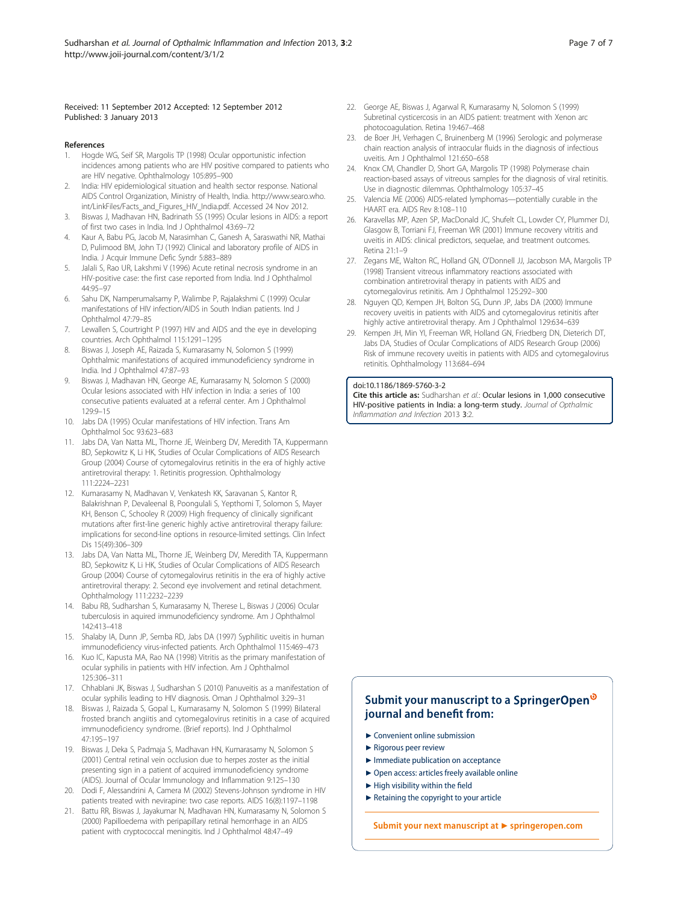Received: 11 September 2012 Accepted: 12 September 2012
Published: 3 January 2013

## References

1. Hogde WG, Seif SR, Margolis TP (1998) Ocular opportunistic infection incidences among patients who are HIV positive compared to patients who are HIV negative. Ophthalmology 105:895–900
2. India: HIV epidemiological situation and health sector response. National AIDS Control Organization, Ministry of Health, India. http://www.searo.who.int/LinkFiles/Facts_and_Figures_HIV_India.pdf. Accessed 24 Nov 2012.
3. Biswas J, Madhavan HN, Badrinath SS (1995) Ocular lesions in AIDS: a report of first two cases in India. Ind J Ophthalmol 43:69–72
4. Kaur A, Babu PG, Jacob M, Narasimhan C, Ganesh A, Saraswathi NR, Mathai D, Pulimood BM, John TJ (1992) Clinical and laboratory profile of AIDS in India. J Acquir Immune Defic Syndr 5:883–889
5. Jalali S, Rao UR, Lakshmi V (1996) Acute retinal necrosis syndrome in an HIV-positive case: the first case reported from India. Ind J Ophthalmol 44:95–97
6. Sahu DK, Namperumalsamy P, Walimbe P, Rajalakshmi C (1999) Ocular manifestations of HIV infection/AIDS in South Indian patients. Ind J Ophthalmol 47:79–85
7. Lewallen S, Courtright P (1997) HIV and AIDS and the eye in developing countries. Arch Ophthalmol 115:1291–1295
8. Biswas J, Joseph AE, Raizada S, Kumarasamy N, Solomon S (1999) Ophthalmic manifestations of acquired immunodeficiency syndrome in India. Ind J Ophthalmol 47:87–93
9. Biswas J, Madhavan HN, George AE, Kumarasamy N, Solomon S (2000) Ocular lesions associated with HIV infection in India: a series of 100 consecutive patients evaluated at a referral center. Am J Ophthalmol 129:9–15
10. Jabs DA (1995) Ocular manifestations of HIV infection. Trans Am Ophthalmol Soc 93:623–683
11. Jabs DA, Van Natta ML, Thorne JE, Weinberg DV, Meredith TA, Kuppermann BD, Sepkowitz K, Li HK, Studies of Ocular Complications of AIDS Research Group (2004) Course of cytomegalovirus retinitis in the era of highly active antiretroviral therapy: 1. Retinitis progression. Ophthalmology 111:2224–2231
12. Kumarasamy N, Madhavan V, Venkatesh KK, Saravanan S, Kantor R, Balakrishnan P, Devaleenal B, Poongulali S, Yepthomi T, Solomon S, Mayer KH, Benson C, Schooley R (2009) High frequency of clinically significant mutations after first-line generic highly active antiretroviral therapy failure: implications for second-line options in resource-limited settings. Clin Infect Dis 15(49):306–309
13. Jabs DA, Van Natta ML, Thorne JE, Weinberg DV, Meredith TA, Kuppermann BD, Sepkowitz K, Li HK, Studies of Ocular Complications of AIDS Research Group (2004) Course of cytomegalovirus retinitis in the era of highly active antiretroviral therapy: 2. Second eye involvement and retinal detachment. Ophthalmology 111:2232–2239
14. Babu RB, Sudharshan S, Kumarasamy N, Therese L, Biswas J (2006) Ocular tuberculosis in aquired immunodeficiency syndrome. Am J Ophthalmol 142:413–418
15. Shalaby IA, Dunn JP, Semba RD, Jabs DA (1997) Syphilitic uveitis in human immunodeficiency virus-infected patients. Arch Ophthalmol 115:469–473
16. Kuo IC, Kapusta MA, Rao NA (1998) Vitritis as the primary manifestation of ocular syphilis in patients with HIV infection. Am J Ophthalmol 125:306–311
17. Chhablani JK, Biswas J, Sudharshan S (2010) Panuveitis as a manifestation of ocular syphilis leading to HIV diagnosis. Oman J Ophthalmol 3:29–31
18. Biswas J, Raizada S, Gopal L, Kumarasamy N, Solomon S (1999) Bilateral frosted branch angiitis and cytomegalovirus retinitis in a case of acquired immunodeficiency syndrome. (Brief reports). Ind J Ophthalmol 47:195–197
19. Biswas J, Deka S, Padmaja S, Madhavan HN, Kumarasamy N, Solomon S (2001) Central retinal vein occlusion due to herpes zoster as the initial presenting sign in a patient of acquired immunodeficiency syndrome (AIDS). Journal of Ocular Immunology and Inflammation 9:125–130
20. Dodi F, Alessandrini A, Camera M (2002) Stevens-Johnson syndrome in HIV patients treated with nevirapine: two case reports. AIDS 16(8):1197–1198
21. Battu RR, Biswas J, Jayakumar N, Madhavan HN, Kumarasamy N, Solomon S (2000) Papilloedema with peripapillary retinal hemorrhage in an AIDS patient with cryptococcal meningitis. Ind J Ophthalmol 48:47–49
22. George AE, Biswas J, Agarwal R, Kumarasamy N, Solomon S (1999) Subretinal cysticercosis in an AIDS patient: treatment with Xenon arc photocoagulation. Retina 19:467–468
23. de Boer JH, Verhagen C, Bruinenberg M (1996) Serologic and polymerase chain reaction analysis of intraocular fluids in the diagnosis of infectious uveitis. Am J Ophthalmol 121:650–658
24. Knox CM, Chandler D, Short GA, Margolis TP (1998) Polymerase chain reaction-based assays of vitreous samples for the diagnosis of viral retinitis. Use in diagnostic dilemmas. Ophthalmology 105:37–45
25. Valencia ME (2006) AIDS-related lymphomas—potentially curable in the HAART era. AIDS Rev 8:108–110
26. Karavellas MP, Azen SP, MacDonald JC, Shufelt CL, Lowder CY, Plummer DJ, Glasgow B, Torriani FJ, Freeman WR (2001) Immune recovery vitritis and uveitis in AIDS: clinical predictors, sequelae, and treatment outcomes. Retina 21:1–9
27. Zegans ME, Walton RC, Holland GN, O'Donnell JJ, Jacobson MA, Margolis TP (1998) Transient vitreous inflammatory reactions associated with combination antiretroviral therapy in patients with AIDS and cytomegalovirus retinitis. Am J Ophthalmol 125:292–300
28. Nguyen QD, Kempen JH, Bolton SG, Dunn JP, Jabs DA (2000) Immune recovery uveitis in patients with AIDS and cytomegalovirus retinitis after highly active antiretroviral therapy. Am J Ophthalmol 129:634–639
29. Kempen JH, Min YI, Freeman WR, Holland GN, Friedberg DN, Dieterich DT, Jabs DA, Studies of Ocular Complications of AIDS Research Group (2006) Risk of immune recovery uveitis in patients with AIDS and cytomegalovirus retinitis. Ophthalmology 113:684–694

doi:10.1186/1869-5760-3-2
**Cite this article as:** Sudharshan *et al.*: Ocular lesions in 1,000 consecutive HIV-positive patients in India: a long-term study. *Journal of Opthalmic Inflammation and Infection* 2013 **3**:2.

**Submit your manuscript to a SpringerOpen journal and benefit from:**

- ► Convenient online submission
- ► Rigorous peer review
- ► Immediate publication on acceptance
- ► Open access: articles freely available online
- ► High visibility within the field
- ► Retaining the copyright to your article

**Submit your next manuscript at ► springeropen.com**